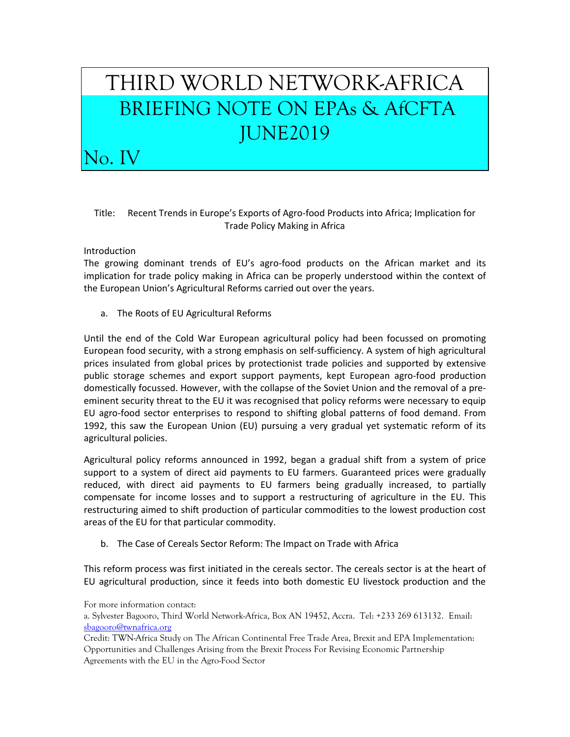# THIRD WORLD NETWORK-AFRICA

## BRIEFING NOTE ON EPAs & AfCFTA JUNE2019

## No. IV

Title: Recent Trends in Europe's Exports of Agro-food Products into Africa; Implication for Trade Policy Making in Africa

Introduction

The growing dominant trends of EU's agro-food products on the African market and its implication for trade policy making in Africa can be properly understood within the context of the European Union's Agricultural Reforms carried out over the years.

a. The Roots of EU Agricultural Reforms

Until the end of the Cold War European agricultural policy had been focussed on promoting European food security, with a strong emphasis on self-sufficiency. A system of high agricultural prices insulated from global prices by protectionist trade policies and supported by extensive public storage schemes and export support payments, kept European agro-food production domestically focussed. However, with the collapse of the Soviet Union and the removal of a pre-eminent security threat to the EU it was recognised that policy reforms were necessary to equip EU agro-food sector enterprises to respond to shifting global patterns of food demand. From 1992, this saw the European Union (EU) pursuing a very gradual yet systematic reform of its agricultural policies.

Agricultural policy reforms announced in 1992, began a gradual shift from a system of price support to a system of direct aid payments to EU farmers. Guaranteed prices were gradually reduced, with direct aid payments to EU farmers being gradually increased, to partially compensate for income losses and to support a restructuring of agriculture in the EU. This restructuring aimed to shift production of particular commodities to the lowest production cost areas of the EU for that particular commodity.

b. The Case of Cereals Sector Reform: The Impact on Trade with Africa

This reform process was first initiated in the cereals sector. The cereals sector is at the heart of EU agricultural production, since it feeds into both domestic EU livestock production and the

For more information contact:

a. Sylvester Bagooro, Third World Network-Africa, Box AN 19452, Accra. Tel: +233 269 613132. Email: sbagooro@twnafrica.org

Credit: TWN-Africa Study on The African Continental Free Trade Area, Brexit and EPA Implementation: Opportunities and Challenges Arising from the Brexit Process For Revising Economic Partnership Agreements with the EU in the Agro-Food Sector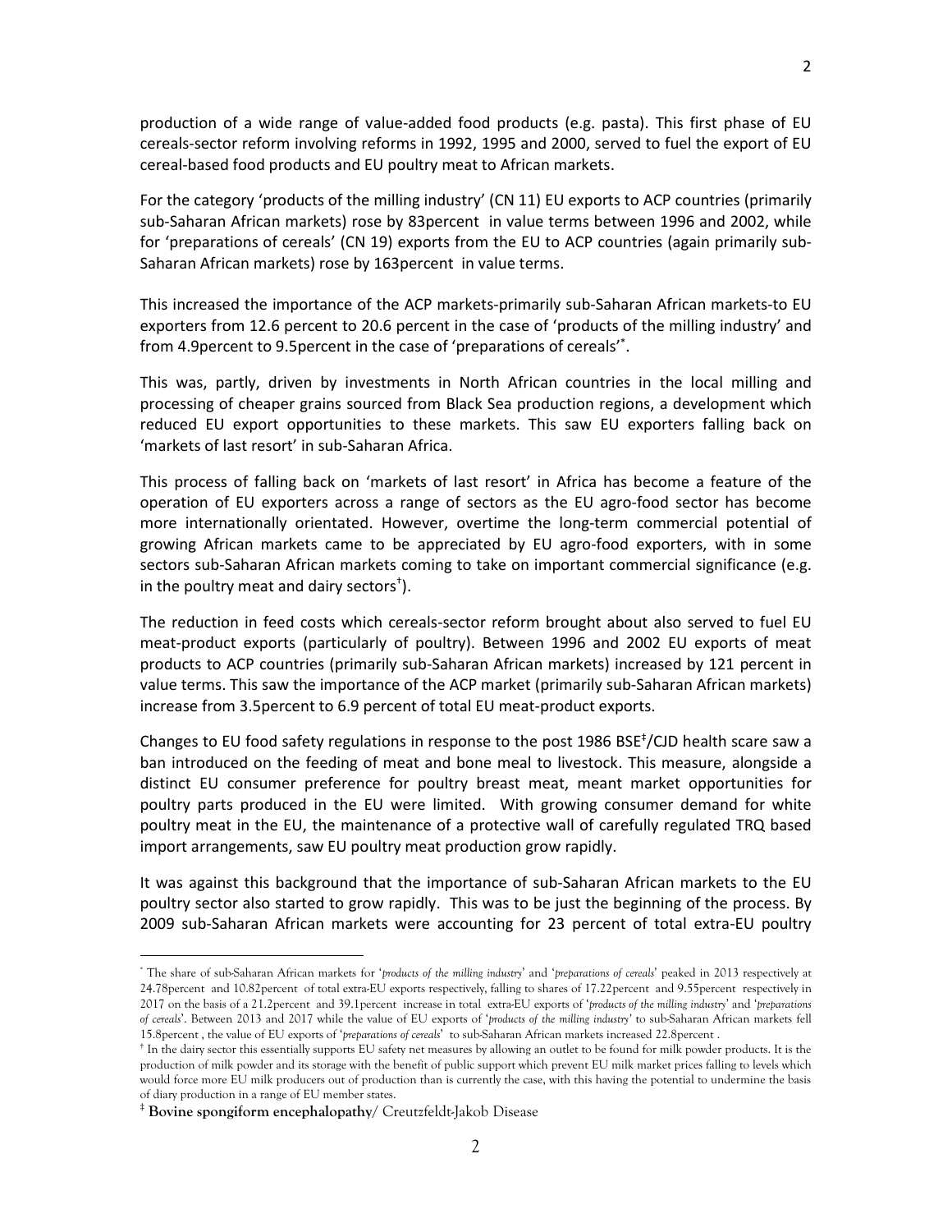production of a wide range of value-added food products (e.g. pasta). This first phase of EU cereals-sector reform involving reforms in 1992, 1995 and 2000, served to fuel the export of EU cereal-based food products and EU poultry meat to African markets.

For the category 'products of the milling industry' (CN 11) EU exports to ACP countries (primarily sub-Saharan African markets) rose by 83percent in value terms between 1996 and 2002, while for 'preparations of cereals' (CN 19) exports from the EU to ACP countries (again primarily sub-Saharan African markets) rose by 163percent in value terms.

This increased the importance of the ACP markets-primarily sub-Saharan African markets-to EU exporters from 12.6 percent to 20.6 percent in the case of 'products of the milling industry' and from 4.9percent to 9.5percent in the case of 'preparations of cereals'[*].

This was, partly, driven by investments in North African countries in the local milling and processing of cheaper grains sourced from Black Sea production regions, a development which reduced EU export opportunities to these markets. This saw EU exporters falling back on 'markets of last resort' in sub-Saharan Africa.

This process of falling back on 'markets of last resort' in Africa has become a feature of the operation of EU exporters across a range of sectors as the EU agro-food sector has become more internationally orientated. However, overtime the long-term commercial potential of growing African markets came to be appreciated by EU agro-food exporters, with in some sectors sub-Saharan African markets coming to take on important commercial significance (e.g. in the poultry meat and dairy sectors[†]).

The reduction in feed costs which cereals-sector reform brought about also served to fuel EU meat-product exports (particularly of poultry). Between 1996 and 2002 EU exports of meat products to ACP countries (primarily sub-Saharan African markets) increased by 121 percent in value terms. This saw the importance of the ACP market (primarily sub-Saharan African markets) increase from 3.5percent to 6.9 percent of total EU meat-product exports.

Changes to EU food safety regulations in response to the post 1986 BSE[‡]/CJD health scare saw a ban introduced on the feeding of meat and bone meal to livestock. This measure, alongside a distinct EU consumer preference for poultry breast meat, meant market opportunities for poultry parts produced in the EU were limited. With growing consumer demand for white poultry meat in the EU, the maintenance of a protective wall of carefully regulated TRQ based import arrangements, saw EU poultry meat production grow rapidly.

It was against this background that the importance of sub-Saharan African markets to the EU poultry sector also started to grow rapidly. This was to be just the beginning of the process. By 2009 sub-Saharan African markets were accounting for 23 percent of total extra-EU poultry

---

[*] The share of sub-Saharan African markets for '*products of the milling industry*' and '*preparations of cereals*' peaked in 2013 respectively at 24.78percent and 10.82percent of total extra-EU exports respectively, falling to shares of 17.22percent and 9.55percent respectively in 2017 on the basis of a 21.2percent and 39.1percent increase in total extra-EU exports of '*products of the milling industry*' and '*preparations of cereals*'. Between 2013 and 2017 while the value of EU exports of '*products of the milling industry*' to sub-Saharan African markets fell 15.8percent , the value of EU exports of '*preparations of cereals*' to sub-Saharan African markets increased 22.8percent .

[†] In the dairy sector this essentially supports EU safety net measures by allowing an outlet to be found for milk powder products. It is the production of milk powder and its storage with the benefit of public support which prevent EU milk market prices falling to levels which would force more EU milk producers out of production than is currently the case, with this having the potential to undermine the basis of diary production in a range of EU member states.

[‡] **Bovine spongiform encephalopathy**/ Creutzfeldt-Jakob Disease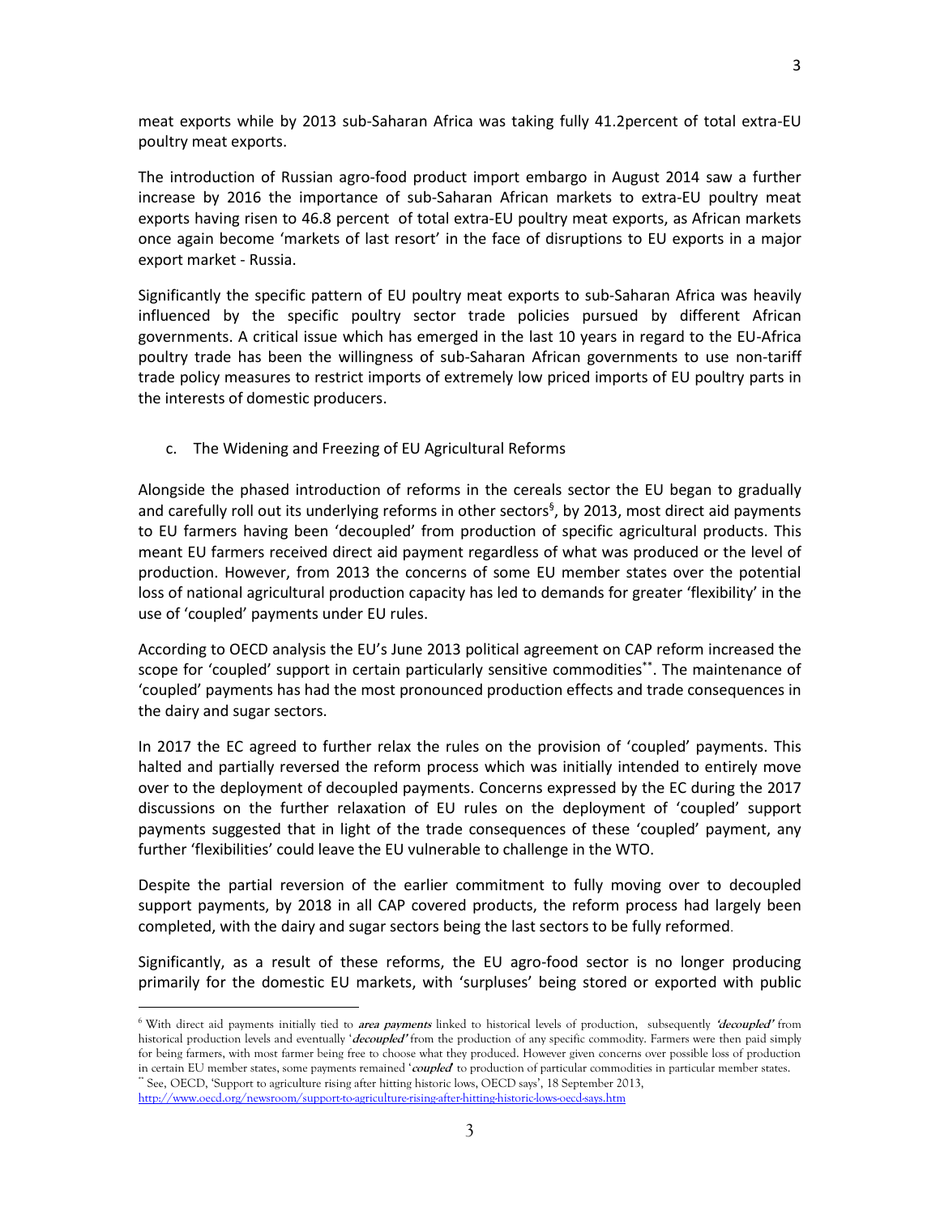meat exports while by 2013 sub-Saharan Africa was taking fully 41.2percent of total extra-EU poultry meat exports.

The introduction of Russian agro-food product import embargo in August 2014 saw a further increase by 2016 the importance of sub-Saharan African markets to extra-EU poultry meat exports having risen to 46.8 percent of total extra-EU poultry meat exports, as African markets once again become 'markets of last resort' in the face of disruptions to EU exports in a major export market - Russia.

Significantly the specific pattern of EU poultry meat exports to sub-Saharan Africa was heavily influenced by the specific poultry sector trade policies pursued by different African governments. A critical issue which has emerged in the last 10 years in regard to the EU-Africa poultry trade has been the willingness of sub-Saharan African governments to use non-tariff trade policy measures to restrict imports of extremely low priced imports of EU poultry parts in the interests of domestic producers.

c. The Widening and Freezing of EU Agricultural Reforms

Alongside the phased introduction of reforms in the cereals sector the EU began to gradually and carefully roll out its underlying reforms in other sectors[§], by 2013, most direct aid payments to EU farmers having been 'decoupled' from production of specific agricultural products. This meant EU farmers received direct aid payment regardless of what was produced or the level of production. However, from 2013 the concerns of some EU member states over the potential loss of national agricultural production capacity has led to demands for greater 'flexibility' in the use of 'coupled' payments under EU rules.

According to OECD analysis the EU's June 2013 political agreement on CAP reform increased the scope for 'coupled' support in certain particularly sensitive commodities[**]. The maintenance of 'coupled' payments has had the most pronounced production effects and trade consequences in the dairy and sugar sectors.

In 2017 the EC agreed to further relax the rules on the provision of 'coupled' payments. This halted and partially reversed the reform process which was initially intended to entirely move over to the deployment of decoupled payments. Concerns expressed by the EC during the 2017 discussions on the further relaxation of EU rules on the deployment of 'coupled' support payments suggested that in light of the trade consequences of these 'coupled' payment, any further 'flexibilities' could leave the EU vulnerable to challenge in the WTO.

Despite the partial reversion of the earlier commitment to fully moving over to decoupled support payments, by 2018 in all CAP covered products, the reform process had largely been completed, with the dairy and sugar sectors being the last sectors to be fully reformed.

Significantly, as a result of these reforms, the EU agro-food sector is no longer producing primarily for the domestic EU markets, with 'surpluses' being stored or exported with public

---

[6] With direct aid payments initially tied to ***area payments*** linked to historical levels of production, subsequently ***'decoupled'*** from historical production levels and eventually '***decoupled'*** from the production of any specific commodity. Farmers were then paid simply for being farmers, with most farmer being free to choose what they produced. However given concerns over possible loss of production in certain EU member states, some payments remained '***coupled***' to production of particular commodities in particular member states.

[**] See, OECD, 'Support to agriculture rising after hitting historic lows, OECD says', 18 September 2013, http://www.oecd.org/newsroom/support-to-agriculture-rising-after-hitting-historic-lows-oecd-says.htm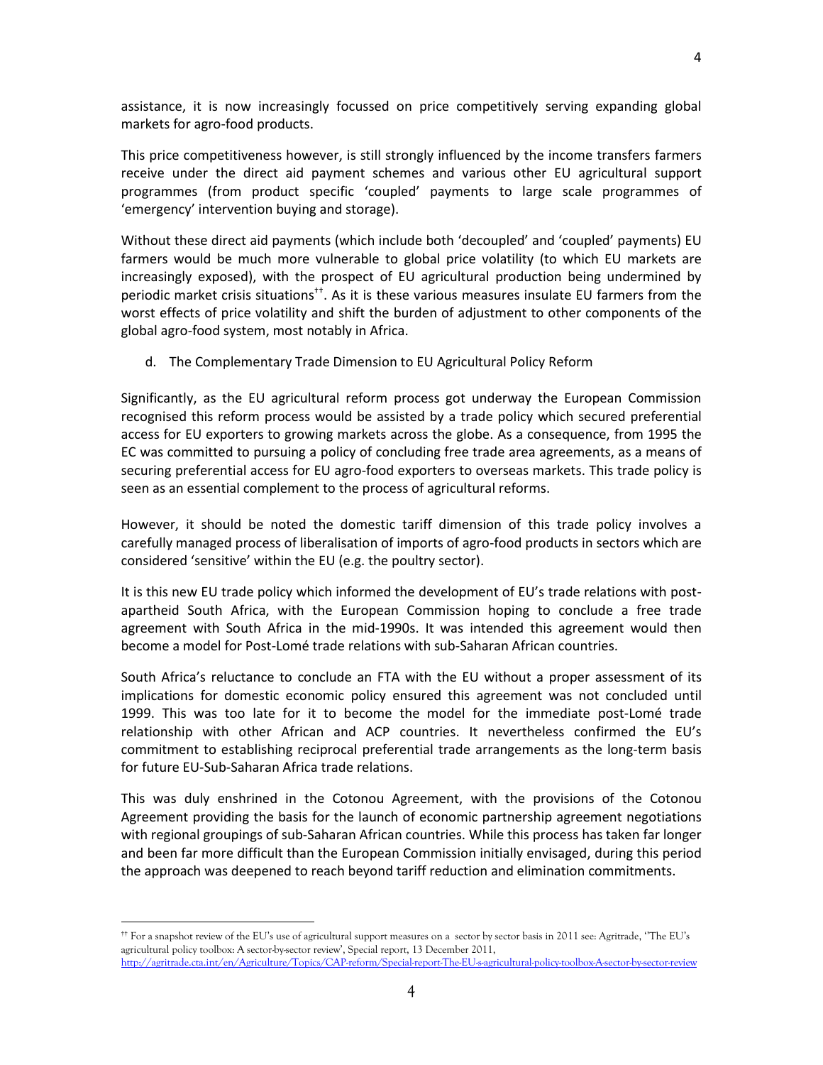assistance, it is now increasingly focussed on price competitively serving expanding global markets for agro-food products.

This price competitiveness however, is still strongly influenced by the income transfers farmers receive under the direct aid payment schemes and various other EU agricultural support programmes (from product specific 'coupled' payments to large scale programmes of 'emergency' intervention buying and storage).

Without these direct aid payments (which include both 'decoupled' and 'coupled' payments) EU farmers would be much more vulnerable to global price volatility (to which EU markets are increasingly exposed), with the prospect of EU agricultural production being undermined by periodic market crisis situations[††]. As it is these various measures insulate EU farmers from the worst effects of price volatility and shift the burden of adjustment to other components of the global agro-food system, most notably in Africa.

d. The Complementary Trade Dimension to EU Agricultural Policy Reform

Significantly, as the EU agricultural reform process got underway the European Commission recognised this reform process would be assisted by a trade policy which secured preferential access for EU exporters to growing markets across the globe. As a consequence, from 1995 the EC was committed to pursuing a policy of concluding free trade area agreements, as a means of securing preferential access for EU agro-food exporters to overseas markets. This trade policy is seen as an essential complement to the process of agricultural reforms.

However, it should be noted the domestic tariff dimension of this trade policy involves a carefully managed process of liberalisation of imports of agro-food products in sectors which are considered 'sensitive' within the EU (e.g. the poultry sector).

It is this new EU trade policy which informed the development of EU's trade relations with post-apartheid South Africa, with the European Commission hoping to conclude a free trade agreement with South Africa in the mid-1990s. It was intended this agreement would then become a model for Post-Lomé trade relations with sub-Saharan African countries.

South Africa's reluctance to conclude an FTA with the EU without a proper assessment of its implications for domestic economic policy ensured this agreement was not concluded until 1999. This was too late for it to become the model for the immediate post-Lomé trade relationship with other African and ACP countries. It nevertheless confirmed the EU's commitment to establishing reciprocal preferential trade arrangements as the long-term basis for future EU-Sub-Saharan Africa trade relations.

This was duly enshrined in the Cotonou Agreement, with the provisions of the Cotonou Agreement providing the basis for the launch of economic partnership agreement negotiations with regional groupings of sub-Saharan African countries. While this process has taken far longer and been far more difficult than the European Commission initially envisaged, during this period the approach was deepened to reach beyond tariff reduction and elimination commitments.

---

[††] For a snapshot review of the EU's use of agricultural support measures on a sector by sector basis in 2011 see: Agritrade, ''The EU's agricultural policy toolbox: A sector-by-sector review', Special report, 13 December 2011, http://agritrade.cta.int/en/Agriculture/Topics/CAP-reform/Special-report-The-EU-s-agricultural-policy-toolbox-A-sector-by-sector-review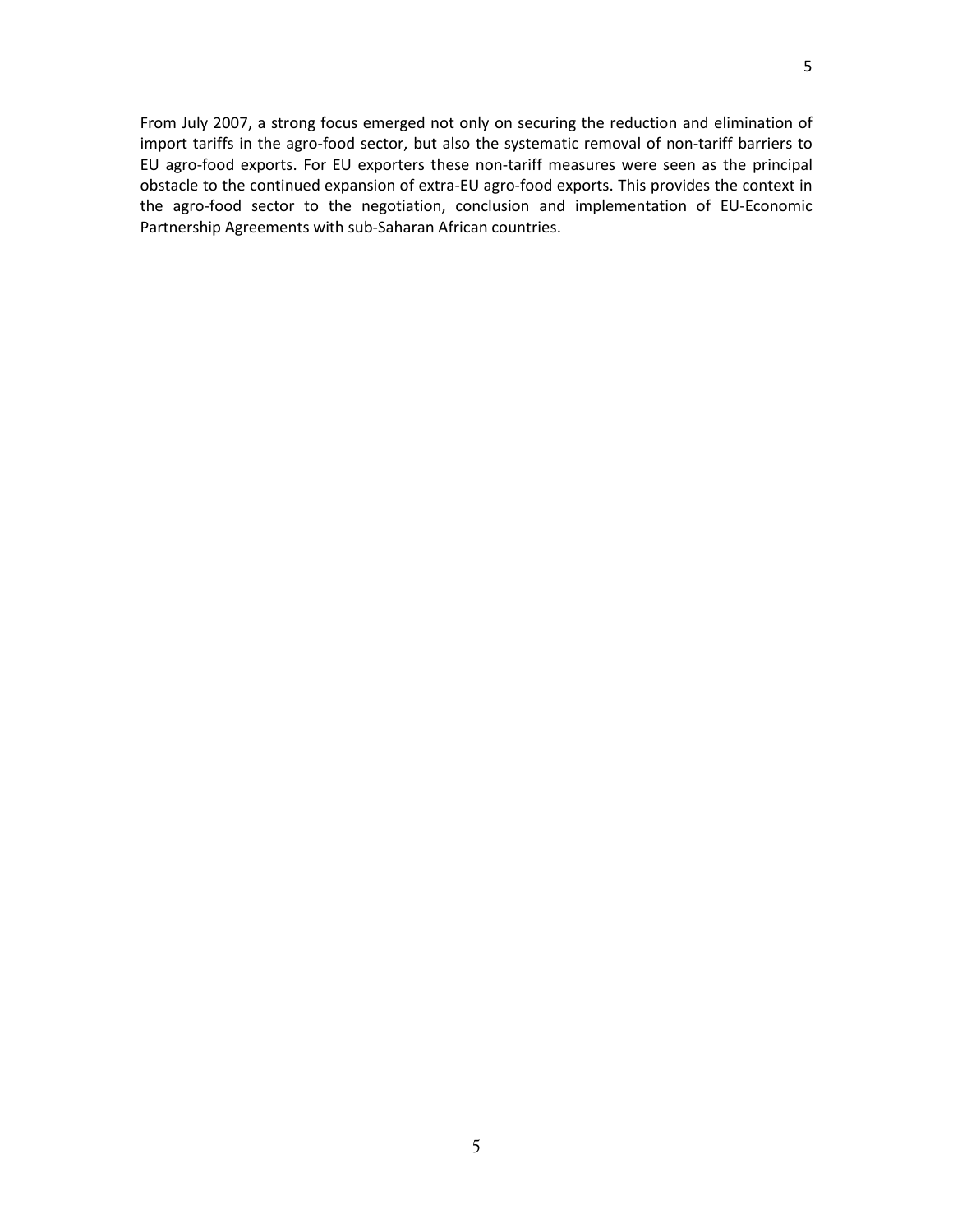From July 2007, a strong focus emerged not only on securing the reduction and elimination of import tariffs in the agro-food sector, but also the systematic removal of non-tariff barriers to EU agro-food exports. For EU exporters these non-tariff measures were seen as the principal obstacle to the continued expansion of extra-EU agro-food exports. This provides the context in the agro-food sector to the negotiation, conclusion and implementation of EU-Economic Partnership Agreements with sub-Saharan African countries.